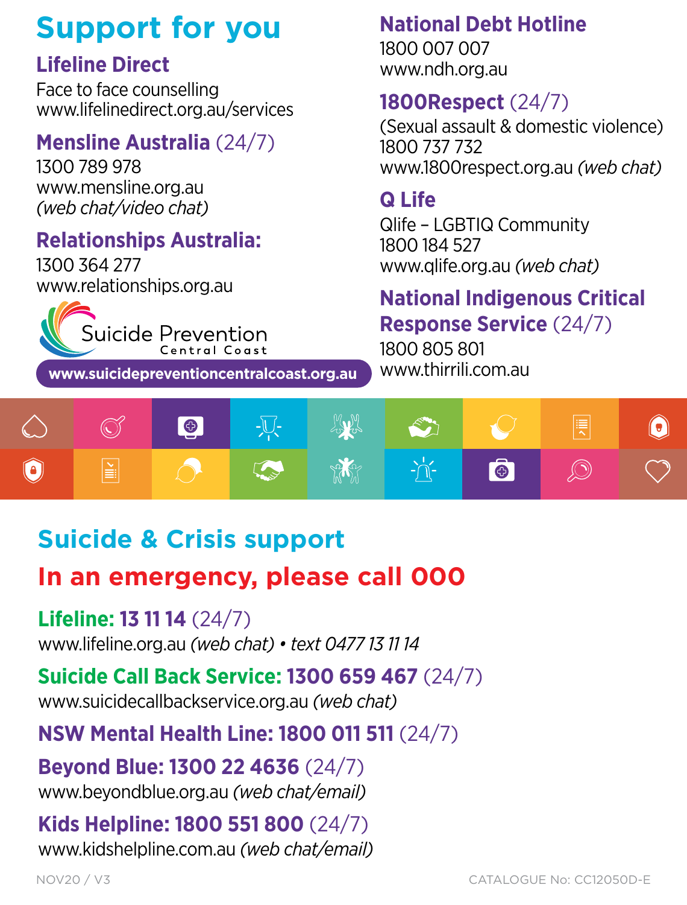# Support for you

### Lifeline Direct

Face to face counselling
www.lifelinedirect.org.au/services

### Mensline Australia (24/7)

1300 789 978
www.mensline.org.au
*(web chat/video chat)*

### Relationships Australia:

1300 364 277
www.relationships.org.au

Suicide Prevention Central Coast

**www.suicidepreventioncentralcoast.org.au**

### National Debt Hotline

1800 007 007
www.ndh.org.au

### 1800Respect (24/7)

(Sexual assault & domestic violence)
1800 737 732
www.1800respect.org.au *(web chat)*

### Q Life

Qlife – LGBTIQ Community
1800 184 527
www.qlife.org.au *(web chat)*

### National Indigenous Critical Response Service (24/7)

1800 805 801
www.thirrili.com.au

# Suicide & Crisis support

## In an emergency, please call 000

**Lifeline: 13 11 14** (24/7)
www.lifeline.org.au *(web chat)* • *text 0477 13 11 14*

**Suicide Call Back Service: 1300 659 467** (24/7)
www.suicidecallbackservice.org.au *(web chat)*

**NSW Mental Health Line: 1800 011 511** (24/7)

**Beyond Blue: 1300 22 4636** (24/7)
www.beyondblue.org.au *(web chat/email)*

**Kids Helpline: 1800 551 800** (24/7)
www.kidshelpline.com.au *(web chat/email)*

NOV20 / V3

CATALOGUE No: CC12050D-E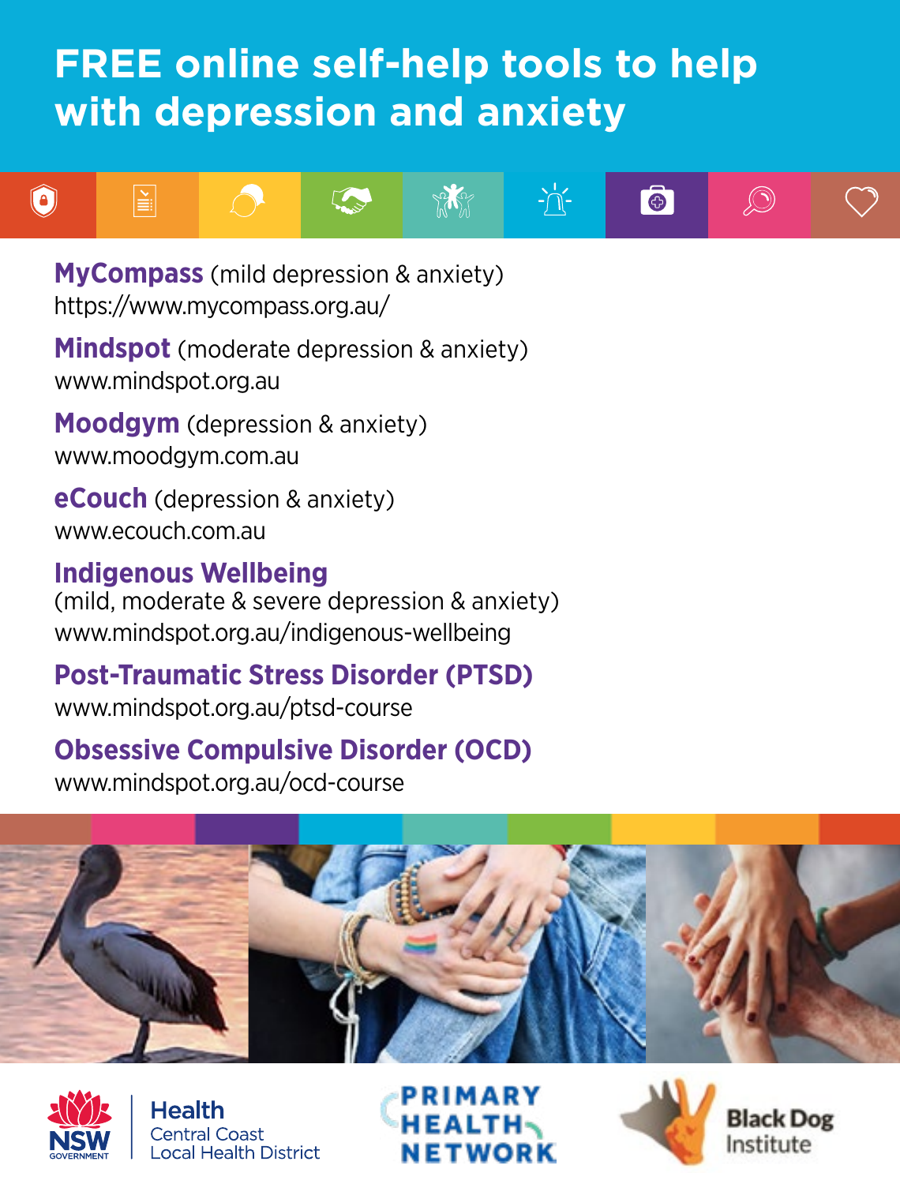# FREE online self-help tools to help with depression and anxiety

**MyCompass** (mild depression & anxiety)
https://www.mycompass.org.au/

**Mindspot** (moderate depression & anxiety)
www.mindspot.org.au

**Moodgym** (depression & anxiety)
www.moodgym.com.au

**eCouch** (depression & anxiety)
www.ecouch.com.au

**Indigenous Wellbeing**
(mild, moderate & severe depression & anxiety)
www.mindspot.org.au/indigenous-wellbeing

**Post-Traumatic Stress Disorder (PTSD)**
www.mindspot.org.au/ptsd-course

**Obsessive Compulsive Disorder (OCD)**
www.mindspot.org.au/ocd-course

NSW GOVERNMENT | Health Central Coast Local Health District

PRIMARY HEALTH NETWORK

Black Dog Institute